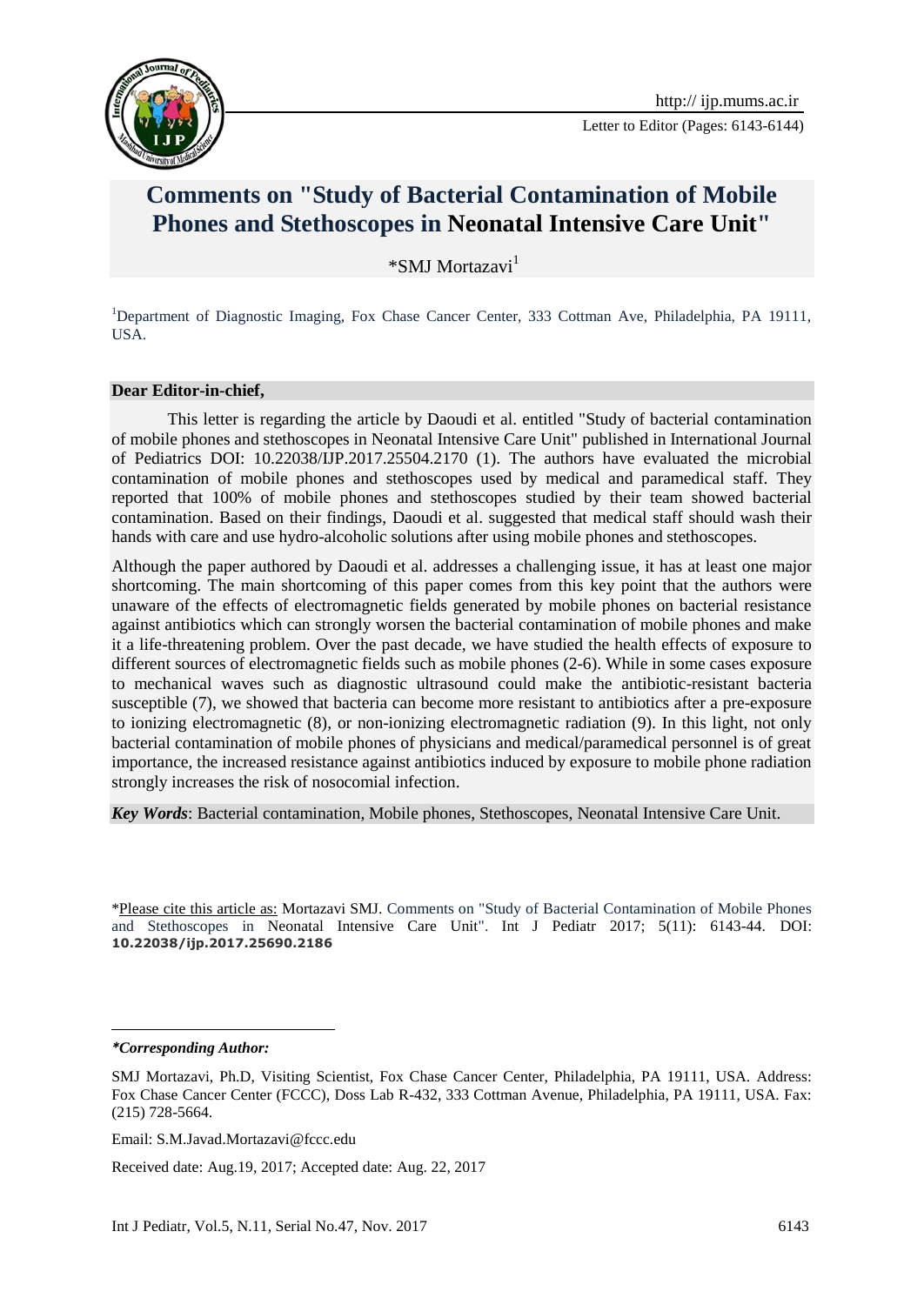# Comments on "Study of Bacterial Contamination of Mobile Phones and Stethoscopes in Neonatal Intensive Care Unit"

*SMJ Mortazavi[1]

[1]Department of Diagnostic Imaging, Fox Chase Cancer Center, 333 Cottman Ave, Philadelphia, PA 19111, USA.

**Dear Editor-in-chief,**

This letter is regarding the article by Daoudi et al. entitled "Study of bacterial contamination of mobile phones and stethoscopes in Neonatal Intensive Care Unit" published in International Journal of Pediatrics DOI: 10.22038/IJP.2017.25504.2170 (1). The authors have evaluated the microbial contamination of mobile phones and stethoscopes used by medical and paramedical staff. They reported that 100% of mobile phones and stethoscopes studied by their team showed bacterial contamination. Based on their findings, Daoudi et al. suggested that medical staff should wash their hands with care and use hydro-alcoholic solutions after using mobile phones and stethoscopes.

Although the paper authored by Daoudi et al. addresses a challenging issue, it has at least one major shortcoming. The main shortcoming of this paper comes from this key point that the authors were unaware of the effects of electromagnetic fields generated by mobile phones on bacterial resistance against antibiotics which can strongly worsen the bacterial contamination of mobile phones and make it a life-threatening problem. Over the past decade, we have studied the health effects of exposure to different sources of electromagnetic fields such as mobile phones (2-6). While in some cases exposure to mechanical waves such as diagnostic ultrasound could make the antibiotic-resistant bacteria susceptible (7), we showed that bacteria can become more resistant to antibiotics after a pre-exposure to ionizing electromagnetic (8), or non-ionizing electromagnetic radiation (9). In this light, not only bacterial contamination of mobile phones of physicians and medical/paramedical personnel is of great importance, the increased resistance against antibiotics induced by exposure to mobile phone radiation strongly increases the risk of nosocomial infection.

***Key Words***: Bacterial contamination, Mobile phones, Stethoscopes, Neonatal Intensive Care Unit.

*Please cite this article as: Mortazavi SMJ. Comments on "Study of Bacterial Contamination of Mobile Phones and Stethoscopes in Neonatal Intensive Care Unit". Int J Pediatr 2017; 5(11): 6143-44. DOI: **10.22038/ijp.2017.25690.2186**

---

***Corresponding Author:***

SMJ Mortazavi, Ph.D, Visiting Scientist, Fox Chase Cancer Center, Philadelphia, PA 19111, USA. Address: Fox Chase Cancer Center (FCCC), Doss Lab R-432, 333 Cottman Avenue, Philadelphia, PA 19111, USA. Fax: (215) 728-5664.

Email: S.M.Javad.Mortazavi@fccc.edu

Received date: Aug.19, 2017; Accepted date: Aug. 22, 2017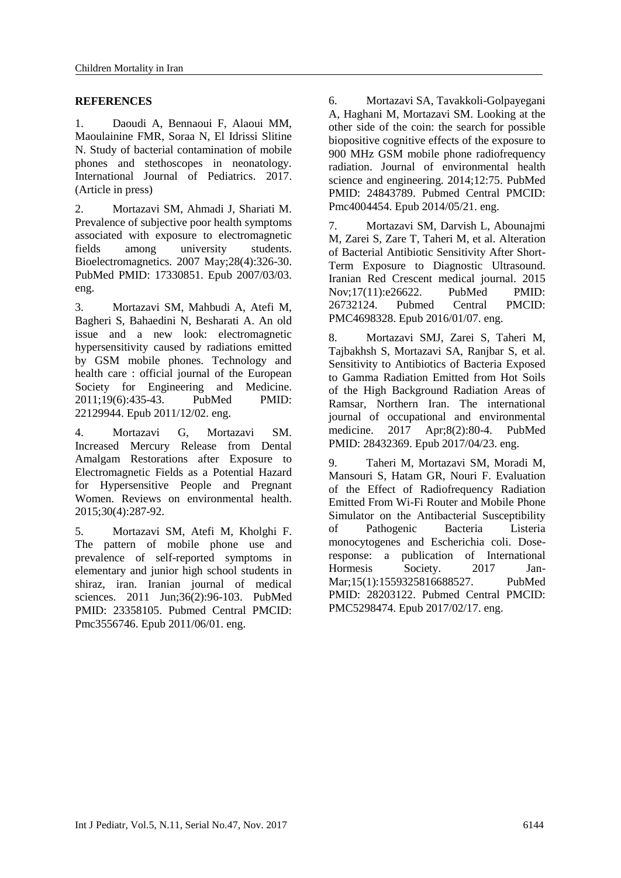## REFERENCES

1. Daoudi A, Bennaoui F, Alaoui MM, Maoulainine FMR, Soraa N, El Idrissi Slitine N. Study of bacterial contamination of mobile phones and stethoscopes in neonatology. International Journal of Pediatrics. 2017. (Article in press)

2. Mortazavi SM, Ahmadi J, Shariati M. Prevalence of subjective poor health symptoms associated with exposure to electromagnetic fields among university students. Bioelectromagnetics. 2007 May;28(4):326-30. PubMed PMID: 17330851. Epub 2007/03/03. eng.

3. Mortazavi SM, Mahbudi A, Atefi M, Bagheri S, Bahaedini N, Besharati A. An old issue and a new look: electromagnetic hypersensitivity caused by radiations emitted by GSM mobile phones. Technology and health care : official journal of the European Society for Engineering and Medicine. 2011;19(6):435-43. PubMed PMID: 22129944. Epub 2011/12/02. eng.

4. Mortazavi G, Mortazavi SM. Increased Mercury Release from Dental Amalgam Restorations after Exposure to Electromagnetic Fields as a Potential Hazard for Hypersensitive People and Pregnant Women. Reviews on environmental health. 2015;30(4):287-92.

5. Mortazavi SM, Atefi M, Kholghi F. The pattern of mobile phone use and prevalence of self-reported symptoms in elementary and junior high school students in shiraz, iran. Iranian journal of medical sciences. 2011 Jun;36(2):96-103. PubMed PMID: 23358105. Pubmed Central PMCID: Pmc3556746. Epub 2011/06/01. eng.

6. Mortazavi SA, Tavakkoli-Golpayegani A, Haghani M, Mortazavi SM. Looking at the other side of the coin: the search for possible biopositive cognitive effects of the exposure to 900 MHz GSM mobile phone radiofrequency radiation. Journal of environmental health science and engineering. 2014;12:75. PubMed PMID: 24843789. Pubmed Central PMCID: Pmc4004454. Epub 2014/05/21. eng.

7. Mortazavi SM, Darvish L, Abounajmi M, Zarei S, Zare T, Taheri M, et al. Alteration of Bacterial Antibiotic Sensitivity After Short-Term Exposure to Diagnostic Ultrasound. Iranian Red Crescent medical journal. 2015 Nov;17(11):e26622. PubMed PMID: 26732124. Pubmed Central PMCID: PMC4698328. Epub 2016/01/07. eng.

8. Mortazavi SMJ, Zarei S, Taheri M, Tajbakhsh S, Mortazavi SA, Ranjbar S, et al. Sensitivity to Antibiotics of Bacteria Exposed to Gamma Radiation Emitted from Hot Soils of the High Background Radiation Areas of Ramsar, Northern Iran. The international journal of occupational and environmental medicine. 2017 Apr;8(2):80-4. PubMed PMID: 28432369. Epub 2017/04/23. eng.

9. Taheri M, Mortazavi SM, Moradi M, Mansouri S, Hatam GR, Nouri F. Evaluation of the Effect of Radiofrequency Radiation Emitted From Wi-Fi Router and Mobile Phone Simulator on the Antibacterial Susceptibility of Pathogenic Bacteria Listeria monocytogenes and Escherichia coli. Dose-response: a publication of International Hormesis Society. 2017 Jan-Mar;15(1):1559325816688527. PubMed PMID: 28203122. Pubmed Central PMCID: PMC5298474. Epub 2017/02/17. eng.